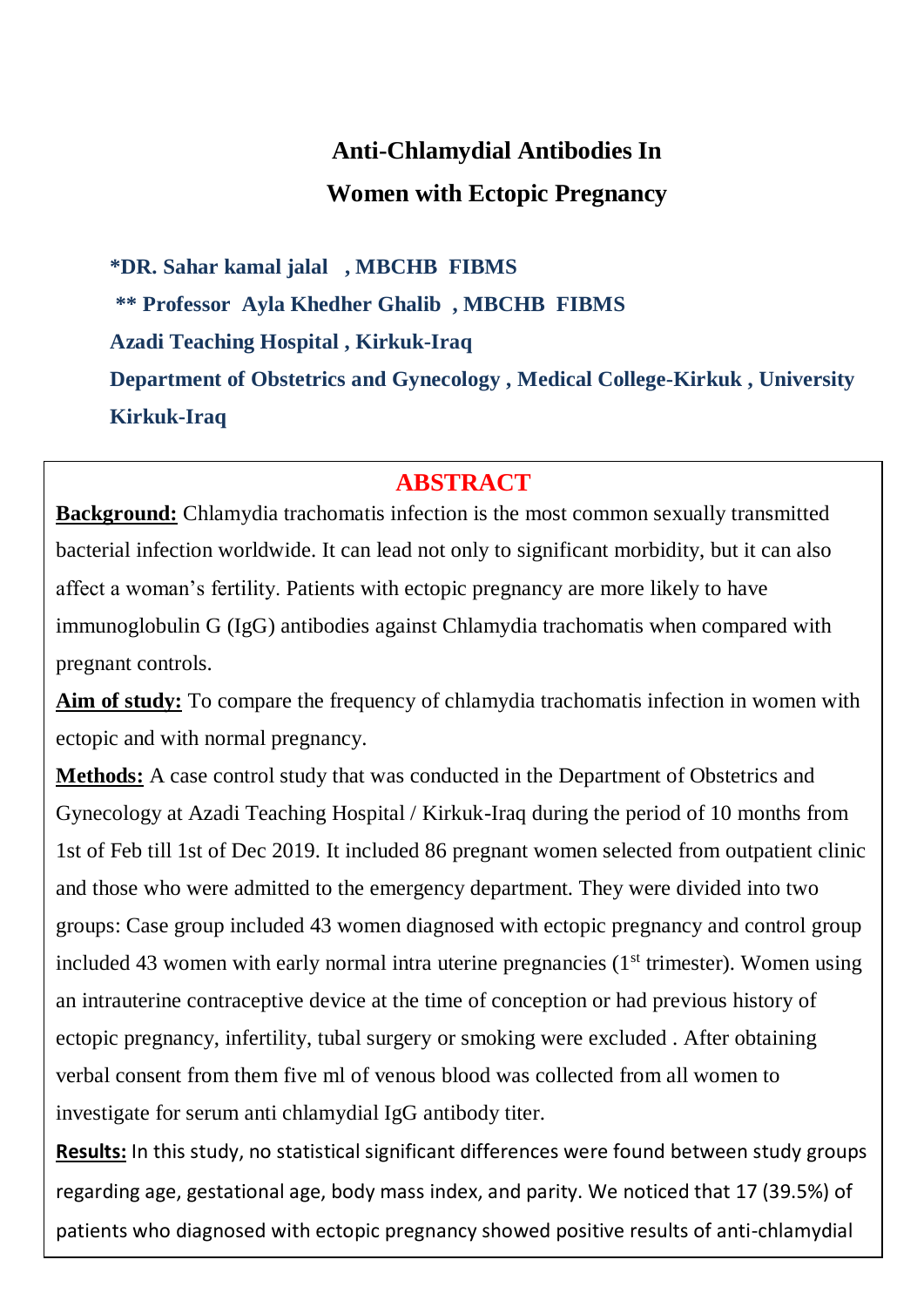# Anti-Chlamydial Antibodies In Women with Ectopic Pregnancy

**\*DR. Sahar kamal jalal , MBCHB FIBMS**

**\*\* Professor Ayla Khedher Ghalib , MBCHB FIBMS**

**Azadi Teaching Hospital , Kirkuk-Iraq**

**Department of Obstetrics and Gynecology , Medical College-Kirkuk , University Kirkuk-Iraq**

## ABSTRACT

**Background:** Chlamydia trachomatis infection is the most common sexually transmitted bacterial infection worldwide. It can lead not only to significant morbidity, but it can also affect a woman's fertility. Patients with ectopic pregnancy are more likely to have immunoglobulin G (IgG) antibodies against Chlamydia trachomatis when compared with pregnant controls.

**Aim of study:** To compare the frequency of chlamydia trachomatis infection in women with ectopic and with normal pregnancy.

**Methods:** A case control study that was conducted in the Department of Obstetrics and Gynecology at Azadi Teaching Hospital / Kirkuk-Iraq during the period of 10 months from 1st of Feb till 1st of Dec 2019. It included 86 pregnant women selected from outpatient clinic and those who were admitted to the emergency department. They were divided into two groups: Case group included 43 women diagnosed with ectopic pregnancy and control group included 43 women with early normal intra uterine pregnancies (1st trimester). Women using an intrauterine contraceptive device at the time of conception or had previous history of ectopic pregnancy, infertility, tubal surgery or smoking were excluded . After obtaining verbal consent from them five ml of venous blood was collected from all women to investigate for serum anti chlamydial IgG antibody titer.

**Results:** In this study, no statistical significant differences were found between study groups regarding age, gestational age, body mass index, and parity. We noticed that 17 (39.5%) of patients who diagnosed with ectopic pregnancy showed positive results of anti-chlamydial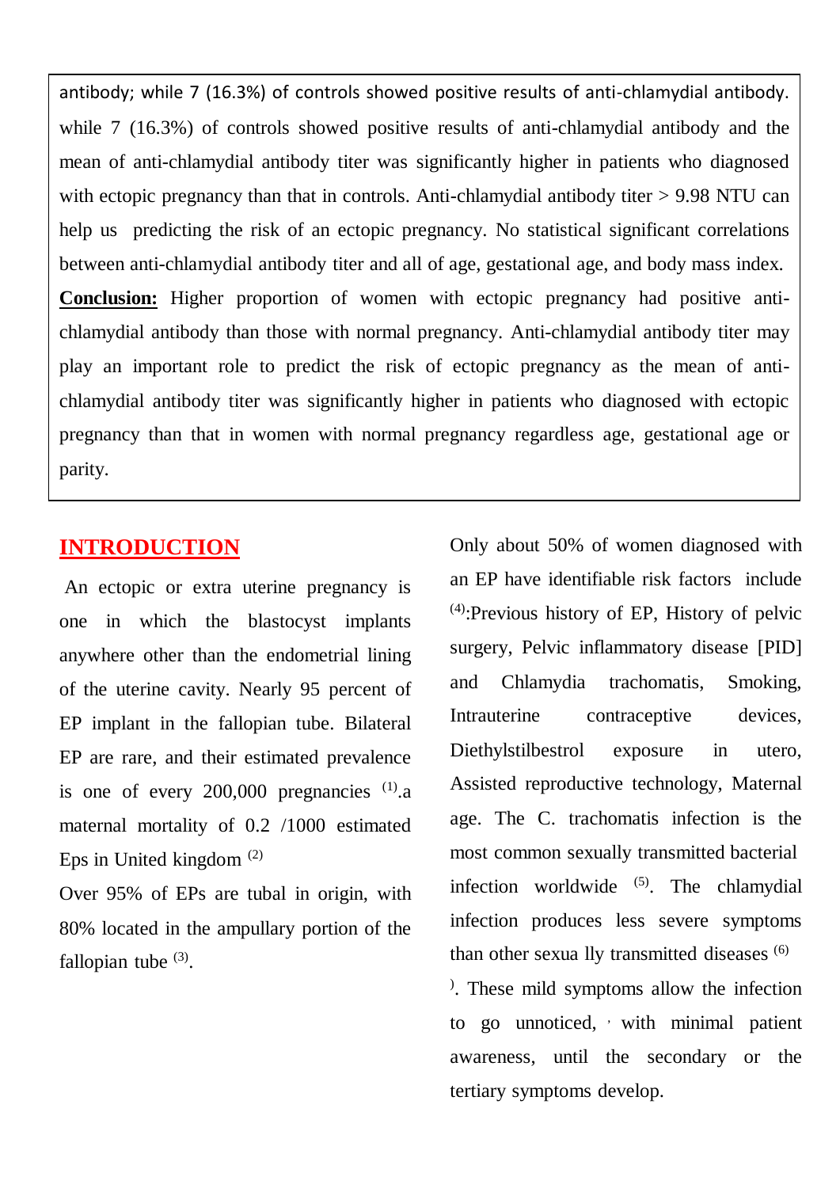antibody; while 7 (16.3%) of controls showed positive results of anti-chlamydial antibody. while 7 (16.3%) of controls showed positive results of anti-chlamydial antibody and the mean of anti-chlamydial antibody titer was significantly higher in patients who diagnosed with ectopic pregnancy than that in controls. Anti-chlamydial antibody titer > 9.98 NTU can help us predicting the risk of an ectopic pregnancy. No statistical significant correlations between anti-chlamydial antibody titer and all of age, gestational age, and body mass index.

**Conclusion:** Higher proportion of women with ectopic pregnancy had positive anti-chlamydial antibody than those with normal pregnancy. Anti-chlamydial antibody titer may play an important role to predict the risk of ectopic pregnancy as the mean of anti-chlamydial antibody titer was significantly higher in patients who diagnosed with ectopic pregnancy than that in women with normal pregnancy regardless age, gestational age or parity.

## INTRODUCTION

An ectopic or extra uterine pregnancy is one in which the blastocyst implants anywhere other than the endometrial lining of the uterine cavity. Nearly 95 percent of EP implant in the fallopian tube. Bilateral EP are rare, and their estimated prevalence is one of every 200,000 pregnancies [1].a maternal mortality of 0.2 /1000 estimated Eps in United kingdom [2]

Over 95% of EPs are tubal in origin, with 80% located in the ampullary portion of the fallopian tube [3].

Only about 50% of women diagnosed with an EP have identifiable risk factors include [4]:Previous history of EP, History of pelvic surgery, Pelvic inflammatory disease [PID] and Chlamydia trachomatis, Smoking, Intrauterine contraceptive devices, Diethylstilbestrol exposure in utero, Assisted reproductive technology, Maternal age. The C. trachomatis infection is the most common sexually transmitted bacterial infection worldwide [5]. The chlamydial infection produces less severe symptoms than other sexua lly transmitted diseases [6]). These mild symptoms allow the infection to go unnoticed, , with minimal patient awareness, until the secondary or the tertiary symptoms develop.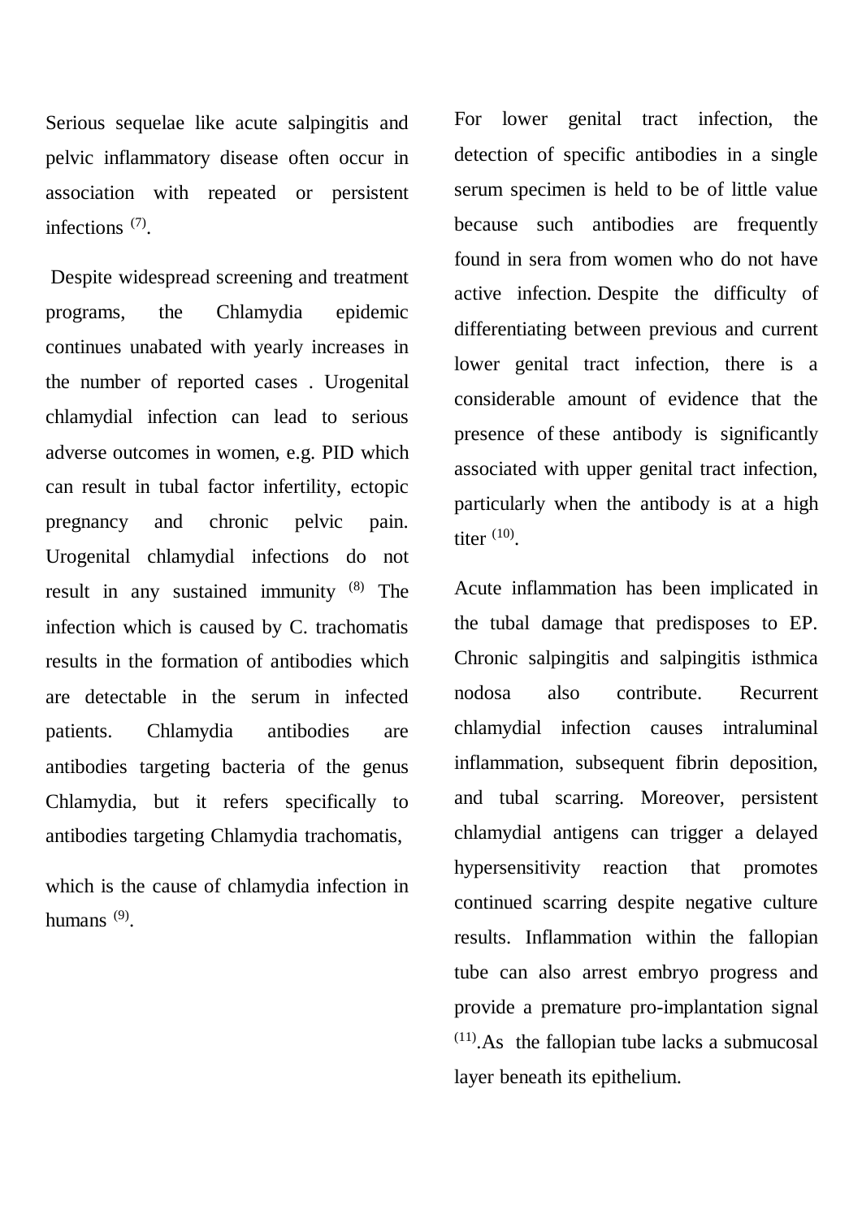Serious sequelae like acute salpingitis and pelvic inflammatory disease often occur in association with repeated or persistent infections [7].

Despite widespread screening and treatment programs, the Chlamydia epidemic continues unabated with yearly increases in the number of reported cases . Urogenital chlamydial infection can lead to serious adverse outcomes in women, e.g. PID which can result in tubal factor infertility, ectopic pregnancy and chronic pelvic pain. Urogenital chlamydial infections do not result in any sustained immunity [8] The infection which is caused by C. trachomatis results in the formation of antibodies which are detectable in the serum in infected patients. Chlamydia antibodies are antibodies targeting bacteria of the genus Chlamydia, but it refers specifically to antibodies targeting Chlamydia trachomatis,

which is the cause of chlamydia infection in humans [9].

For lower genital tract infection, the detection of specific antibodies in a single serum specimen is held to be of little value because such antibodies are frequently found in sera from women who do not have active infection. Despite the difficulty of differentiating between previous and current lower genital tract infection, there is a considerable amount of evidence that the presence of these antibody is significantly associated with upper genital tract infection, particularly when the antibody is at a high titer [10].

Acute inflammation has been implicated in the tubal damage that predisposes to EP. Chronic salpingitis and salpingitis isthmica nodosa also contribute. Recurrent chlamydial infection causes intraluminal inflammation, subsequent fibrin deposition, and tubal scarring. Moreover, persistent chlamydial antigens can trigger a delayed hypersensitivity reaction that promotes continued scarring despite negative culture results. Inflammation within the fallopian tube can also arrest embryo progress and provide a premature pro-implantation signal [11].As the fallopian tube lacks a submucosal layer beneath its epithelium.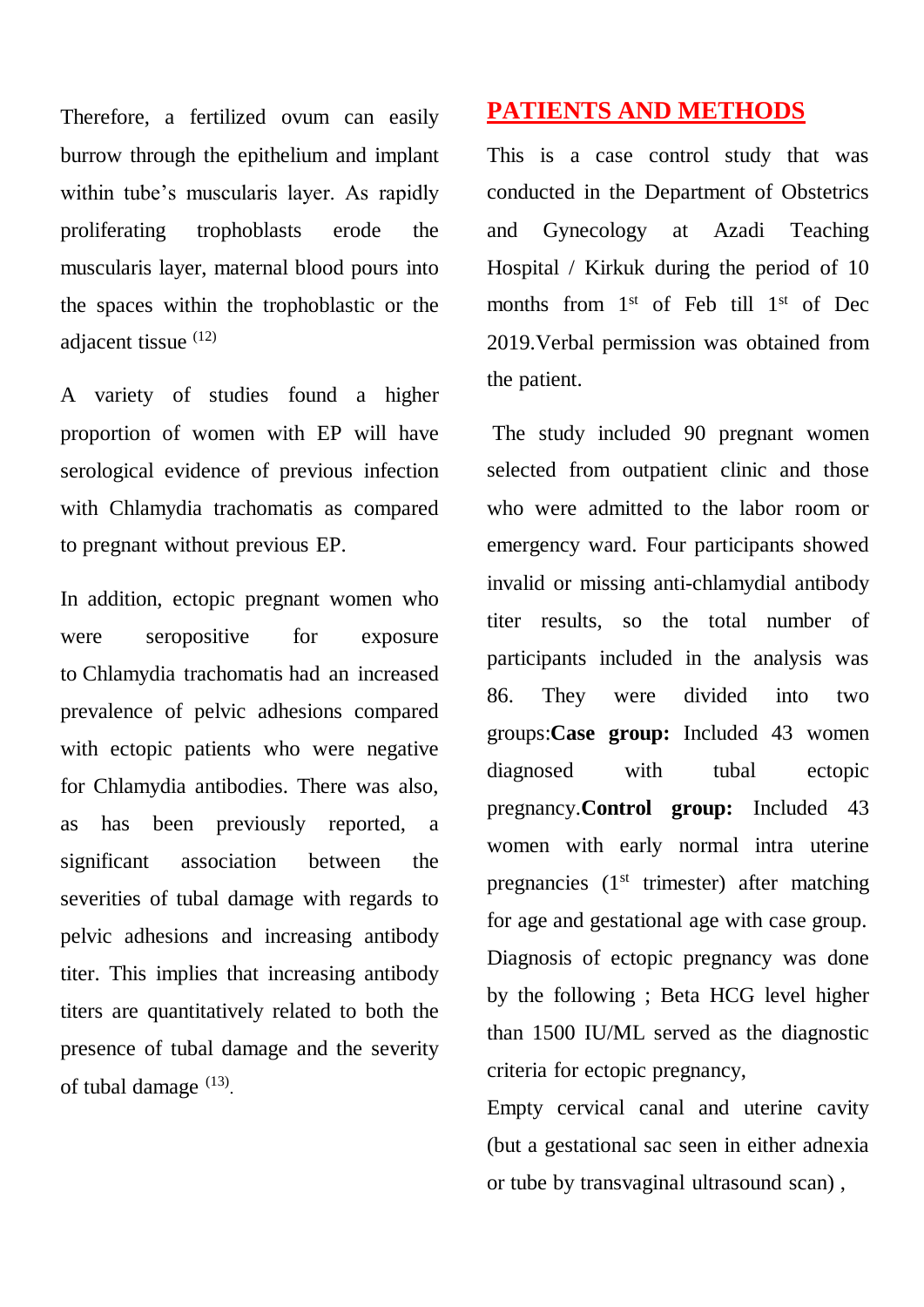Therefore, a fertilized ovum can easily burrow through the epithelium and implant within tube's muscularis layer. As rapidly proliferating trophoblasts erode the muscularis layer, maternal blood pours into the spaces within the trophoblastic or the adjacent tissue [12]

A variety of studies found a higher proportion of women with EP will have serological evidence of previous infection with Chlamydia trachomatis as compared to pregnant without previous EP.

In addition, ectopic pregnant women who were seropositive for exposure to Chlamydia trachomatis had an increased prevalence of pelvic adhesions compared with ectopic patients who were negative for Chlamydia antibodies. There was also, as has been previously reported, a significant association between the severities of tubal damage with regards to pelvic adhesions and increasing antibody titer. This implies that increasing antibody titers are quantitatively related to both the presence of tubal damage and the severity of tubal damage [13].

## PATIENTS AND METHODS

This is a case control study that was conducted in the Department of Obstetrics and Gynecology at Azadi Teaching Hospital / Kirkuk during the period of 10 months from 1st of Feb till 1st of Dec 2019.Verbal permission was obtained from the patient.

The study included 90 pregnant women selected from outpatient clinic and those who were admitted to the labor room or emergency ward. Four participants showed invalid or missing anti-chlamydial antibody titer results, so the total number of participants included in the analysis was 86. They were divided into two groups:**Case group:** Included 43 women diagnosed with tubal ectopic pregnancy.**Control group:** Included 43 women with early normal intra uterine pregnancies (1st trimester) after matching for age and gestational age with case group. Diagnosis of ectopic pregnancy was done by the following ; Beta HCG level higher than 1500 IU/ML served as the diagnostic criteria for ectopic pregnancy,

Empty cervical canal and uterine cavity (but a gestational sac seen in either adnexia or tube by transvaginal ultrasound scan) ,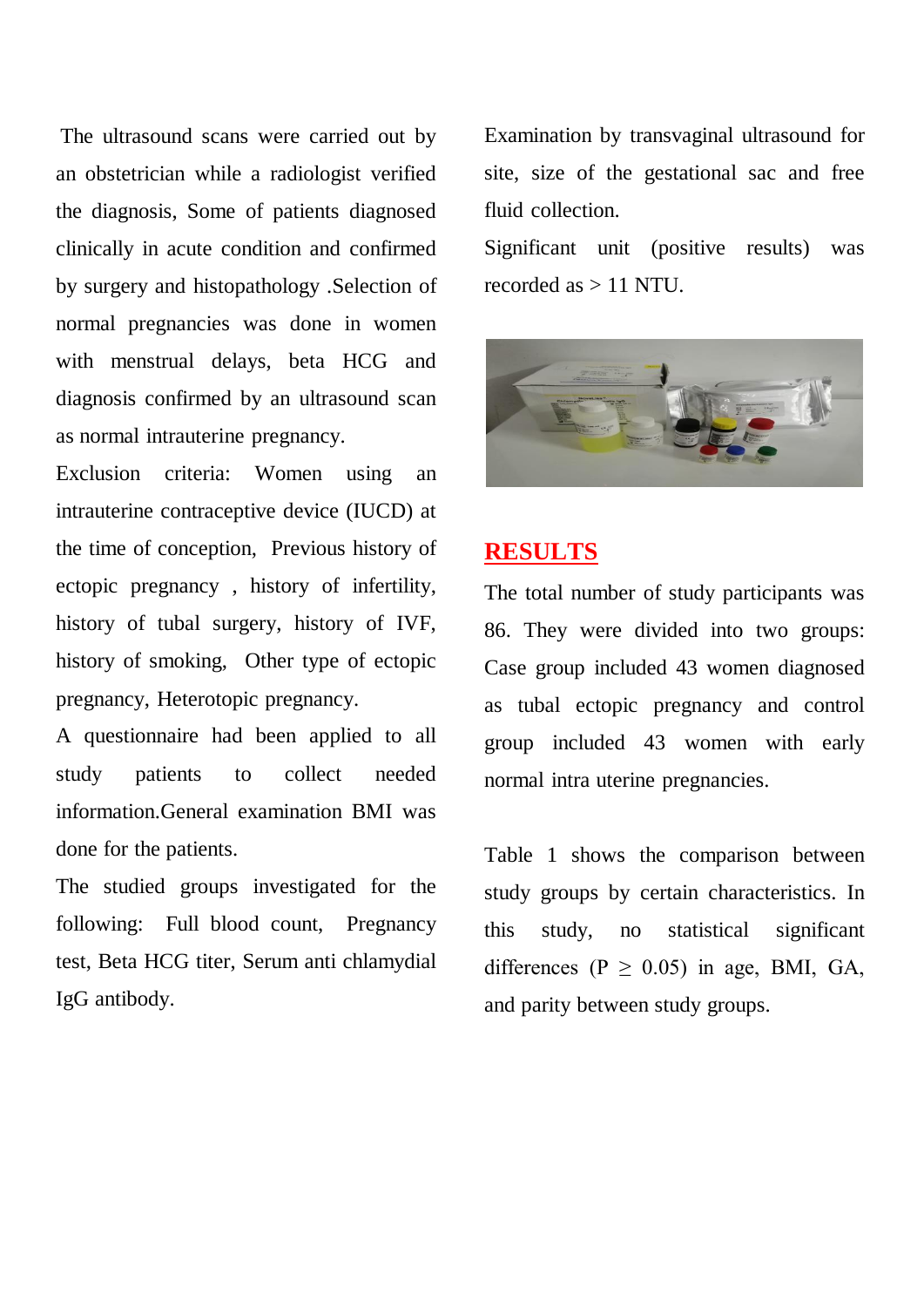The ultrasound scans were carried out by an obstetrician while a radiologist verified the diagnosis, Some of patients diagnosed clinically in acute condition and confirmed by surgery and histopathology .Selection of normal pregnancies was done in women with menstrual delays, beta HCG and diagnosis confirmed by an ultrasound scan as normal intrauterine pregnancy.

Exclusion criteria: Women using an intrauterine contraceptive device (IUCD) at the time of conception, Previous history of ectopic pregnancy , history of infertility, history of tubal surgery, history of IVF, history of smoking, Other type of ectopic pregnancy, Heterotopic pregnancy.

A questionnaire had been applied to all study patients to collect needed information.General examination BMI was done for the patients.

The studied groups investigated for the following: Full blood count, Pregnancy test, Beta HCG titer, Serum anti chlamydial IgG antibody.

Examination by transvaginal ultrasound for site, size of the gestational sac and free fluid collection.

Significant unit (positive results) was recorded as > 11 NTU.

## RESULTS

The total number of study participants was 86. They were divided into two groups: Case group included 43 women diagnosed as tubal ectopic pregnancy and control group included 43 women with early normal intra uterine pregnancies.

Table 1 shows the comparison between study groups by certain characteristics. In this study, no statistical significant differences ($P \geq 0.05$) in age, BMI, GA, and parity between study groups.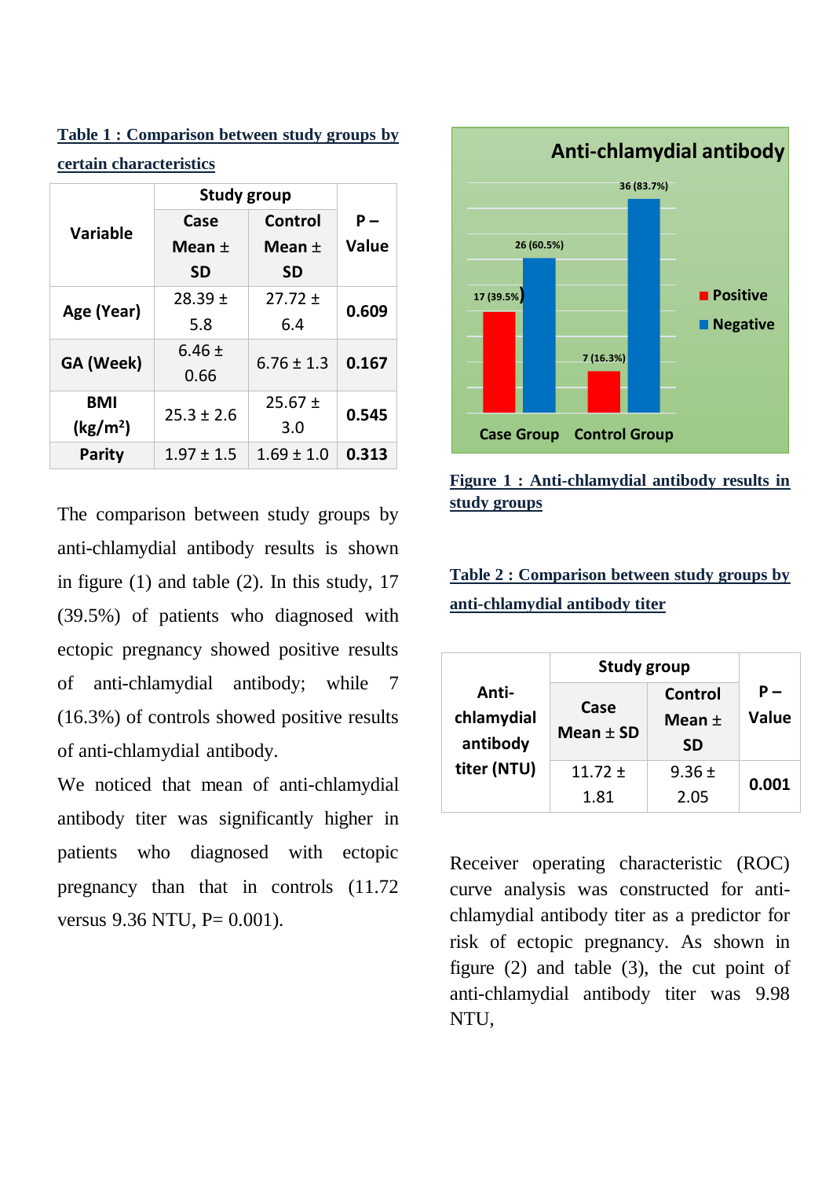**Table 1 : Comparison between study groups by certain characteristics**

| Variable | Study group | | P – Value |
|---|---|---|---|
| | Case Mean ± SD | Control Mean ± SD | |
| Age (Year) | 28.39 ± 5.8 | 27.72 ± 6.4 | **0.609** |
| GA (Week) | 6.46 ± 0.66 | 6.76 ± 1.3 | **0.167** |
| BMI ($kg/m^2$) | 25.3 ± 2.6 | 25.67 ± 3.0 | **0.545** |
| Parity | 1.97 ± 1.5 | 1.69 ± 1.0 | **0.313** |

The comparison between study groups by anti-chlamydial antibody results is shown in figure (1) and table (2). In this study, 17 (39.5%) of patients who diagnosed with ectopic pregnancy showed positive results of anti-chlamydial antibody; while 7 (16.3%) of controls showed positive results of anti-chlamydial antibody.

We noticed that mean of anti-chlamydial antibody titer was significantly higher in patients who diagnosed with ectopic pregnancy than that in controls (11.72 versus 9.36 NTU, P= 0.001).

**Figure 1 : Anti-chlamydial antibody results in study groups**

**Table 2 : Comparison between study groups by anti-chlamydial antibody titer**

| Anti-chlamydial antibody titer (NTU) | Study group | | P – Value |
|---|---|---|---|
| | Case Mean ± SD | Control Mean ± SD | |
| | 11.72 ± 1.81 | 9.36 ± 2.05 | **0.001** |

Receiver operating characteristic (ROC) curve analysis was constructed for anti-chlamydial antibody titer as a predictor for risk of ectopic pregnancy. As shown in figure (2) and table (3), the cut point of anti-chlamydial antibody titer was 9.98 NTU,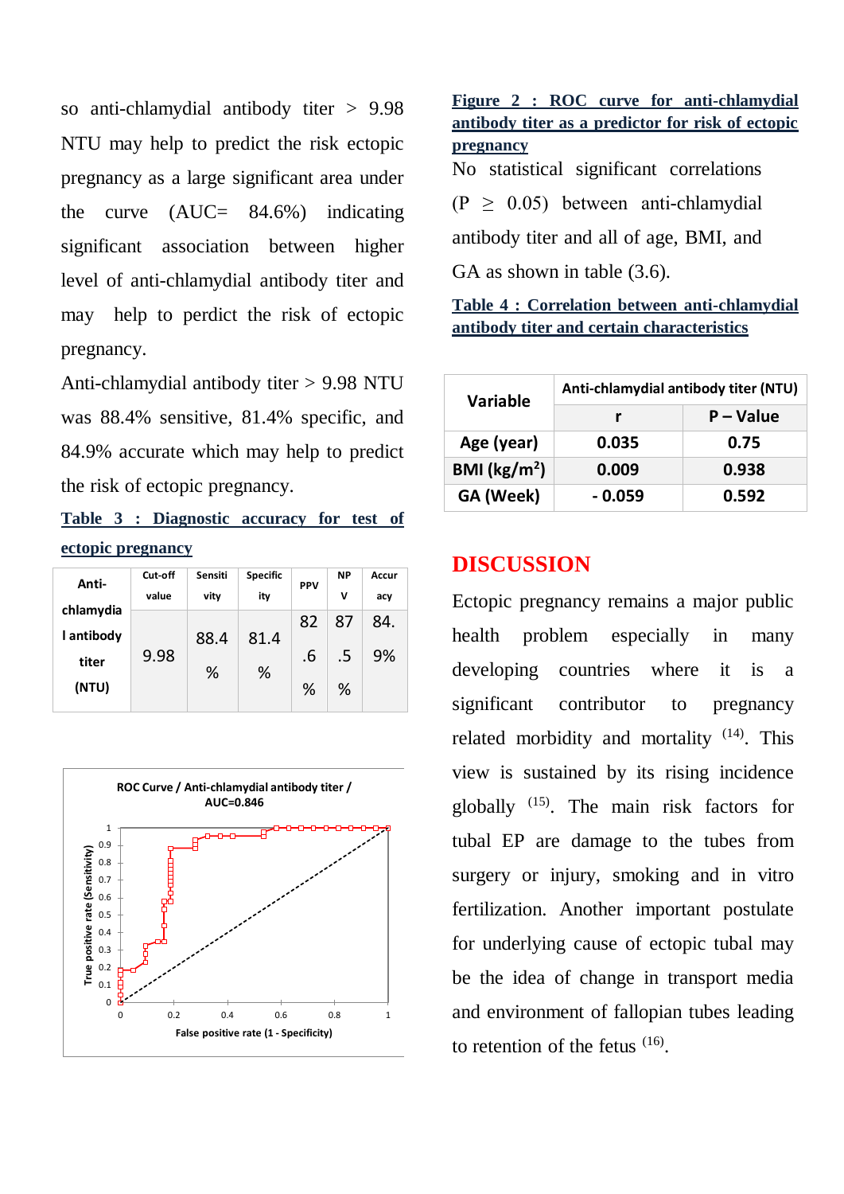so anti-chlamydial antibody titer > 9.98 NTU may help to predict the risk ectopic pregnancy as a large significant area under the curve (AUC= 84.6%) indicating significant association between higher level of anti-chlamydial antibody titer and may help to perdict the risk of ectopic pregnancy.

Anti-chlamydial antibody titer > 9.98 NTU was 88.4% sensitive, 81.4% specific, and 84.9% accurate which may help to predict the risk of ectopic pregnancy.

**Table 3 : Diagnostic accuracy for test of ectopic pregnancy**

| | Cut-off value | Sensitivity | Specificity | PPV | NPV | Accuracy |
|---|---|---|---|---|---|---|
| Anti-chlamydial antibody titer (NTU) | 9.98 | 88.4 % | 81.4 % | 82.6 % | 87.5 % | 84.9% |

**Figure 2 : ROC curve for anti-chlamydial antibody titer as a predictor for risk of ectopic pregnancy**

No statistical significant correlations ($P \geq 0.05$) between anti-chlamydial antibody titer and all of age, BMI, and GA as shown in table (3.6).

**Table 4 : Correlation between anti-chlamydial antibody titer and certain characteristics**

| Variable | Anti-chlamydial antibody titer (NTU) | |
|---|---|---|
| | r | P – Value |
| Age (year) | 0.035 | 0.75 |
| BMI (kg/m²) | 0.009 | 0.938 |
| GA (Week) | - 0.059 | 0.592 |

## DISCUSSION

Ectopic pregnancy remains a major public health problem especially in many developing countries where it is a significant contributor to pregnancy related morbidity and mortality [14]. This view is sustained by its rising incidence globally [15]. The main risk factors for tubal EP are damage to the tubes from surgery or injury, smoking and in vitro fertilization. Another important postulate for underlying cause of ectopic tubal may be the idea of change in transport media and environment of fallopian tubes leading to retention of the fetus [16].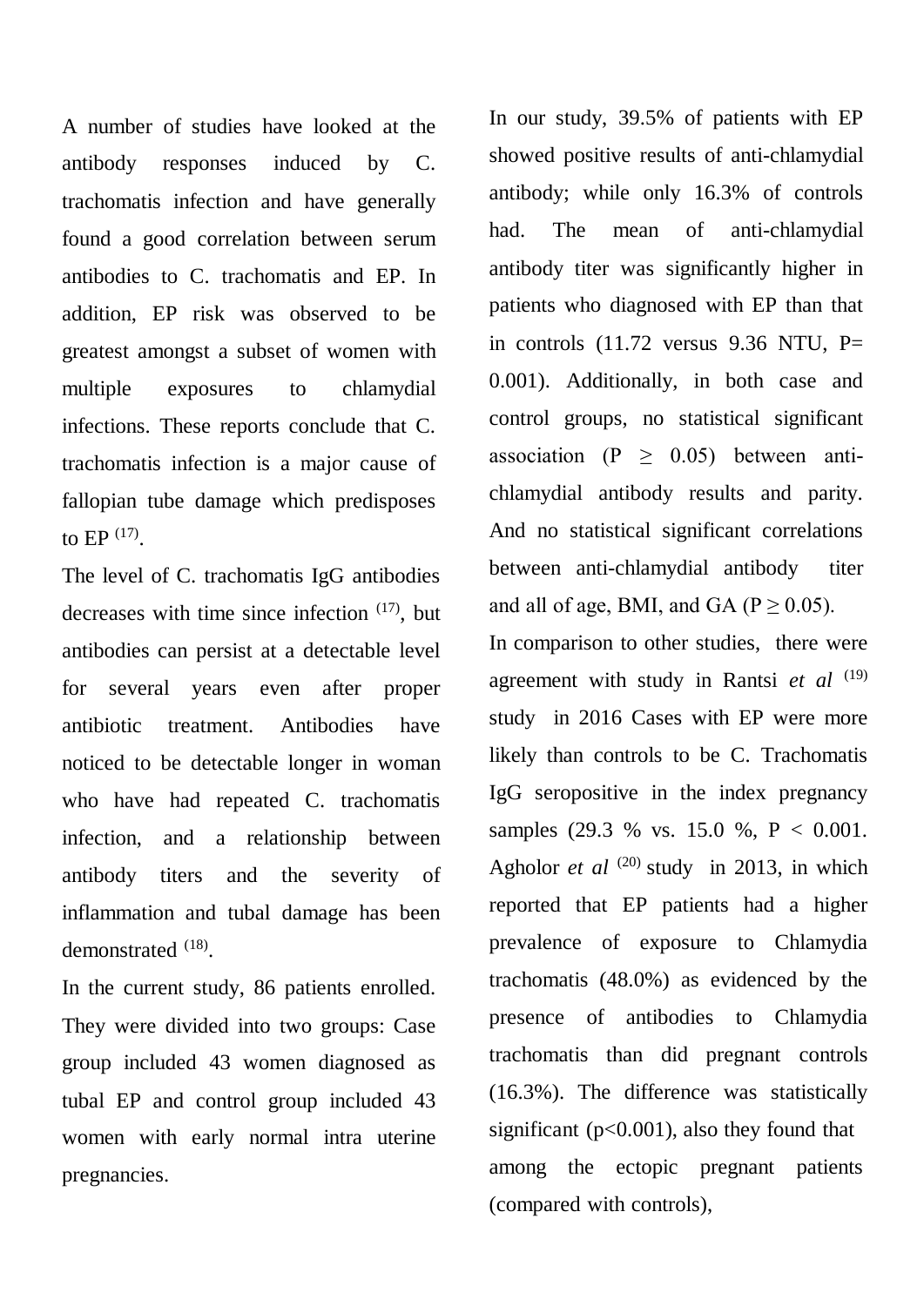A number of studies have looked at the antibody responses induced by C. trachomatis infection and have generally found a good correlation between serum antibodies to C. trachomatis and EP. In addition, EP risk was observed to be greatest amongst a subset of women with multiple exposures to chlamydial infections. These reports conclude that C. trachomatis infection is a major cause of fallopian tube damage which predisposes to EP [17].

The level of C. trachomatis IgG antibodies decreases with time since infection [17], but antibodies can persist at a detectable level for several years even after proper antibiotic treatment. Antibodies have noticed to be detectable longer in woman who have had repeated C. trachomatis infection, and a relationship between antibody titers and the severity of inflammation and tubal damage has been demonstrated [18].

In the current study, 86 patients enrolled. They were divided into two groups: Case group included 43 women diagnosed as tubal EP and control group included 43 women with early normal intra uterine pregnancies.

In our study, 39.5% of patients with EP showed positive results of anti-chlamydial antibody; while only 16.3% of controls had. The mean of anti-chlamydial antibody titer was significantly higher in patients who diagnosed with EP than that in controls (11.72 versus 9.36 NTU, P= 0.001). Additionally, in both case and control groups, no statistical significant association ($P \geq 0.05$) between anti-chlamydial antibody results and parity. And no statistical significant correlations between anti-chlamydial antibody titer and all of age, BMI, and GA ($P \geq 0.05$).

In comparison to other studies, there were agreement with study in Rantsi *et al* [19] study in 2016 Cases with EP were more likely than controls to be C. Trachomatis IgG seropositive in the index pregnancy samples (29.3 % vs. 15.0 %, $P < 0.001$. Agholor *et al* [20] study in 2013, in which reported that EP patients had a higher prevalence of exposure to Chlamydia trachomatis (48.0%) as evidenced by the presence of antibodies to Chlamydia trachomatis than did pregnant controls (16.3%). The difference was statistically significant ($p<0.001$), also they found that among the ectopic pregnant patients (compared with controls),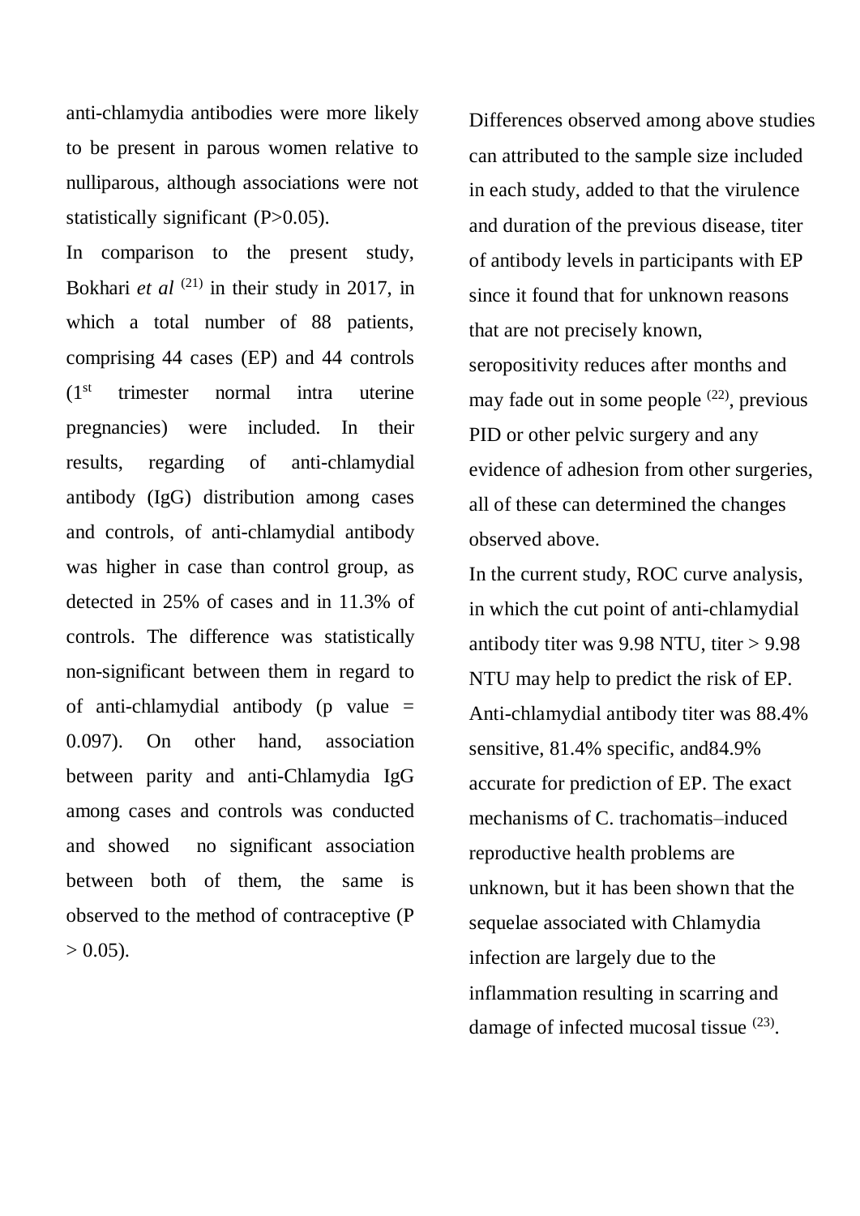anti-chlamydia antibodies were more likely to be present in parous women relative to nulliparous, although associations were not statistically significant (P>0.05).

In comparison to the present study, Bokhari *et al* [21] in their study in 2017, in which a total number of 88 patients, comprising 44 cases (EP) and 44 controls (1st trimester normal intra uterine pregnancies) were included. In their results, regarding of anti-chlamydial antibody (IgG) distribution among cases and controls, of anti-chlamydial antibody was higher in case than control group, as detected in 25% of cases and in 11.3% of controls. The difference was statistically non-significant between them in regard to of anti-chlamydial antibody (p value = 0.097). On other hand, association between parity and anti-Chlamydia IgG among cases and controls was conducted and showed no significant association between both of them, the same is observed to the method of contraceptive (P > 0.05).

Differences observed among above studies can attributed to the sample size included in each study, added to that the virulence and duration of the previous disease, titer of antibody levels in participants with EP since it found that for unknown reasons that are not precisely known, seropositivity reduces after months and may fade out in some people [22], previous PID or other pelvic surgery and any evidence of adhesion from other surgeries, all of these can determined the changes observed above.

In the current study, ROC curve analysis, in which the cut point of anti-chlamydial antibody titer was 9.98 NTU, titer > 9.98 NTU may help to predict the risk of EP. Anti-chlamydial antibody titer was 88.4% sensitive, 81.4% specific, and84.9% accurate for prediction of EP. The exact mechanisms of C. trachomatis–induced reproductive health problems are unknown, but it has been shown that the sequelae associated with Chlamydia infection are largely due to the inflammation resulting in scarring and damage of infected mucosal tissue [23].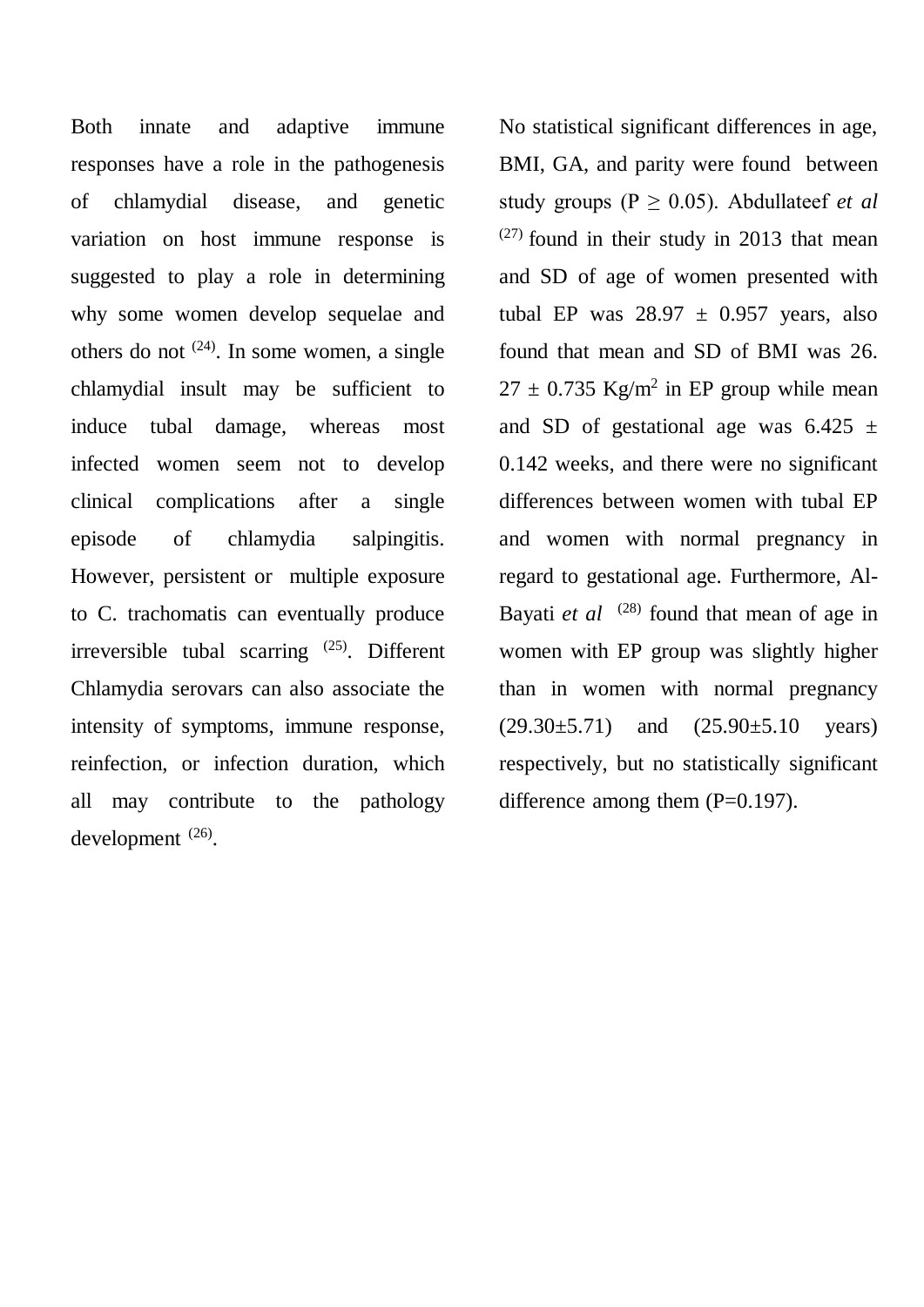Both innate and adaptive immune responses have a role in the pathogenesis of chlamydial disease, and genetic variation on host immune response is suggested to play a role in determining why some women develop sequelae and others do not [24]. In some women, a single chlamydial insult may be sufficient to induce tubal damage, whereas most infected women seem not to develop clinical complications after a single episode of chlamydia salpingitis. However, persistent or multiple exposure to C. trachomatis can eventually produce irreversible tubal scarring [25]. Different Chlamydia serovars can also associate the intensity of symptoms, immune response, reinfection, or infection duration, which all may contribute to the pathology development [26].

No statistical significant differences in age, BMI, GA, and parity were found between study groups ($P \geq 0.05$). Abdullateef *et al* [27] found in their study in 2013 that mean and SD of age of women presented with tubal EP was 28.97 ± 0.957 years, also found that mean and SD of BMI was 26. 27 ± 0.735 Kg/m$^2$ in EP group while mean and SD of gestational age was 6.425 ± 0.142 weeks, and there were no significant differences between women with tubal EP and women with normal pregnancy in regard to gestational age. Furthermore, Al-Bayati *et al* [28] found that mean of age in women with EP group was slightly higher than in women with normal pregnancy (29.30±5.71) and (25.90±5.10 years) respectively, but no statistically significant difference among them ($P=0.197$).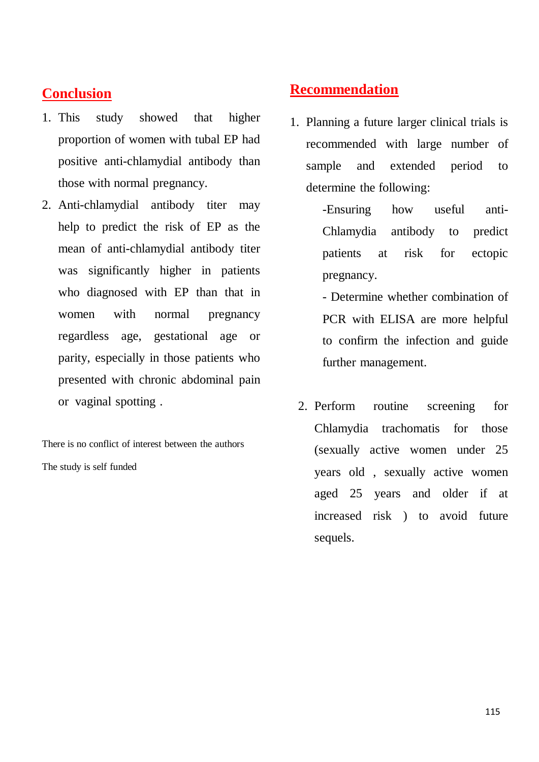## Conclusion

1. This study showed that higher proportion of women with tubal EP had positive anti-chlamydial antibody than those with normal pregnancy.
2. Anti-chlamydial antibody titer may help to predict the risk of EP as the mean of anti-chlamydial antibody titer was significantly higher in patients who diagnosed with EP than that in women with normal pregnancy regardless age, gestational age or parity, especially in those patients who presented with chronic abdominal pain or vaginal spotting .

There is no conflict of interest between the authors

The study is self funded

## Recommendation

1. Planning a future larger clinical trials is recommended with large number of sample and extended period to determine the following:

   -Ensuring how useful anti-Chlamydia antibody to predict patients at risk for ectopic pregnancy.

   - Determine whether combination of PCR with ELISA are more helpful to confirm the infection and guide further management.

2. Perform routine screening for Chlamydia trachomatis for those (sexually active women under 25 years old , sexually active women aged 25 years and older if at increased risk ) to avoid future sequels.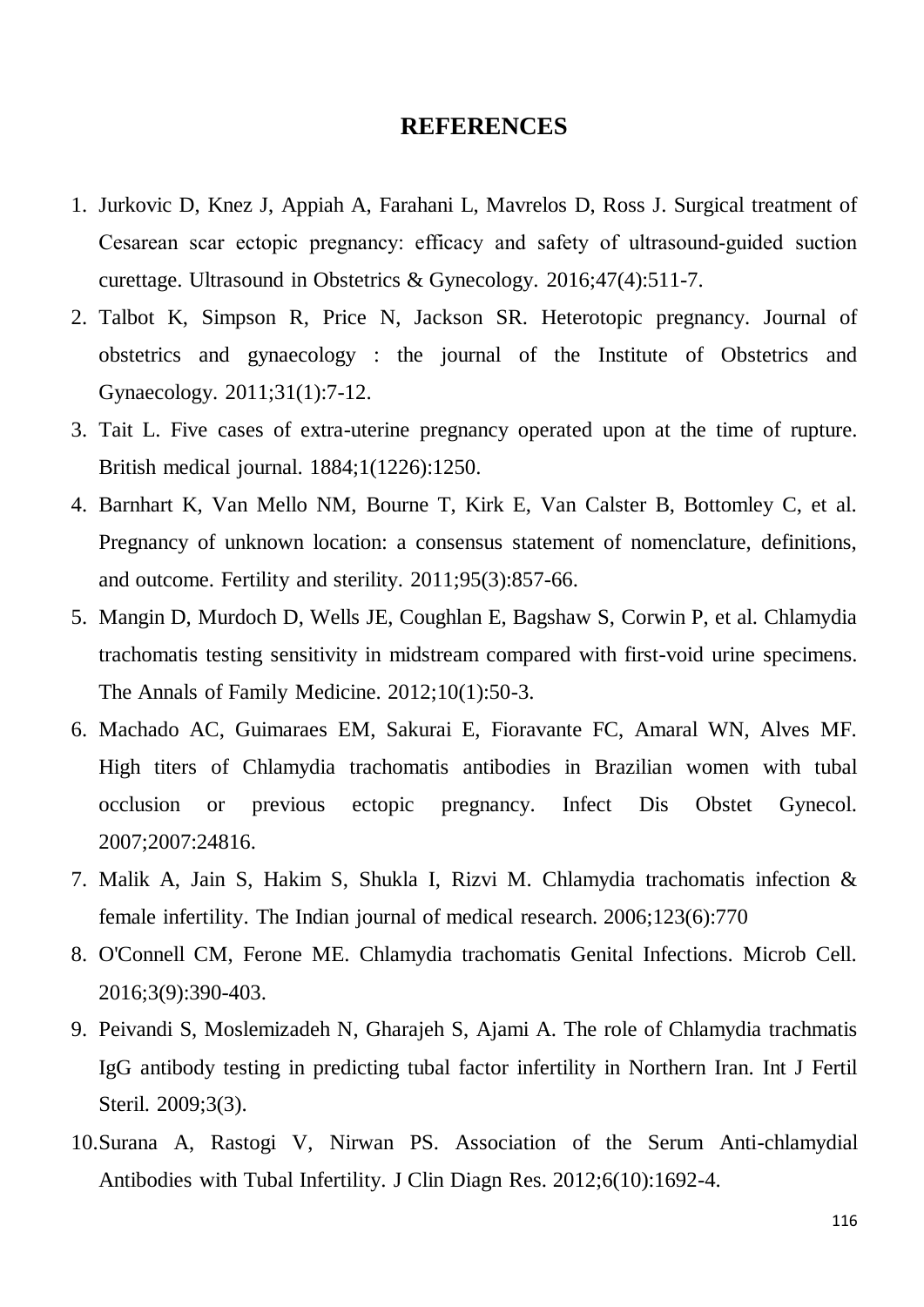# REFERENCES

1. Jurkovic D, Knez J, Appiah A, Farahani L, Mavrelos D, Ross J. Surgical treatment of Cesarean scar ectopic pregnancy: efficacy and safety of ultrasound-guided suction curettage. Ultrasound in Obstetrics & Gynecology. 2016;47(4):511-7.
2. Talbot K, Simpson R, Price N, Jackson SR. Heterotopic pregnancy. Journal of obstetrics and gynaecology : the journal of the Institute of Obstetrics and Gynaecology. 2011;31(1):7-12.
3. Tait L. Five cases of extra-uterine pregnancy operated upon at the time of rupture. British medical journal. 1884;1(1226):1250.
4. Barnhart K, Van Mello NM, Bourne T, Kirk E, Van Calster B, Bottomley C, et al. Pregnancy of unknown location: a consensus statement of nomenclature, definitions, and outcome. Fertility and sterility. 2011;95(3):857-66.
5. Mangin D, Murdoch D, Wells JE, Coughlan E, Bagshaw S, Corwin P, et al. Chlamydia trachomatis testing sensitivity in midstream compared with first-void urine specimens. The Annals of Family Medicine. 2012;10(1):50-3.
6. Machado AC, Guimaraes EM, Sakurai E, Fioravante FC, Amaral WN, Alves MF. High titers of Chlamydia trachomatis antibodies in Brazilian women with tubal occlusion or previous ectopic pregnancy. Infect Dis Obstet Gynecol. 2007;2007:24816.
7. Malik A, Jain S, Hakim S, Shukla I, Rizvi M. Chlamydia trachomatis infection & female infertility. The Indian journal of medical research. 2006;123(6):770
8. O'Connell CM, Ferone ME. Chlamydia trachomatis Genital Infections. Microb Cell. 2016;3(9):390-403.
9. Peivandi S, Moslemizadeh N, Gharajeh S, Ajami A. The role of Chlamydia trachmatis IgG antibody testing in predicting tubal factor infertility in Northern Iran. Int J Fertil Steril. 2009;3(3).
10. Surana A, Rastogi V, Nirwan PS. Association of the Serum Anti-chlamydial Antibodies with Tubal Infertility. J Clin Diagn Res. 2012;6(10):1692-4.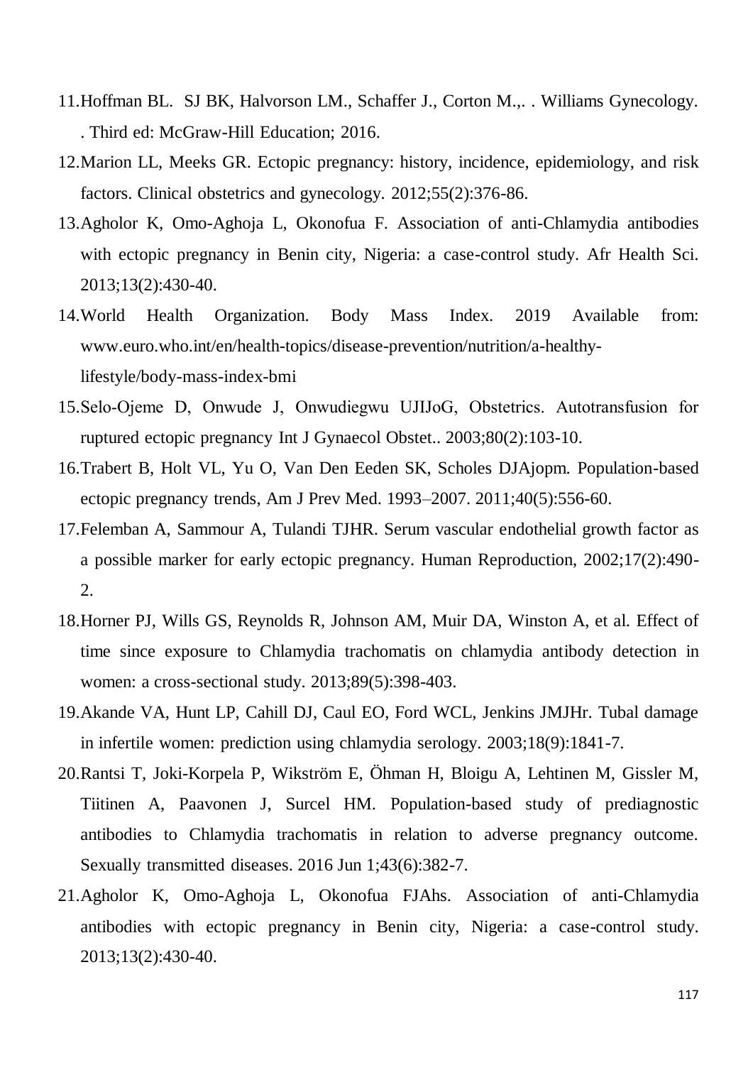11. Hoffman BL. SJ BK, Halvorson LM., Schaffer J., Corton M.,. . Williams Gynecology. . Third ed: McGraw-Hill Education; 2016.
12. Marion LL, Meeks GR. Ectopic pregnancy: history, incidence, epidemiology, and risk factors. Clinical obstetrics and gynecology. 2012;55(2):376-86.
13. Agholor K, Omo-Aghoja L, Okonofua F. Association of anti-Chlamydia antibodies with ectopic pregnancy in Benin city, Nigeria: a case-control study. Afr Health Sci. 2013;13(2):430-40.
14. World Health Organization. Body Mass Index. 2019 Available from: www.euro.who.int/en/health-topics/disease-prevention/nutrition/a-healthy-lifestyle/body-mass-index-bmi
15. Selo-Ojeme D, Onwude J, Onwudiegwu UJIJoG, Obstetrics. Autotransfusion for ruptured ectopic pregnancy Int J Gynaecol Obstet.. 2003;80(2):103-10.
16. Trabert B, Holt VL, Yu O, Van Den Eeden SK, Scholes DJAjopm. Population-based ectopic pregnancy trends, Am J Prev Med. 1993–2007. 2011;40(5):556-60.
17. Felemban A, Sammour A, Tulandi TJHR. Serum vascular endothelial growth factor as a possible marker for early ectopic pregnancy. Human Reproduction, 2002;17(2):490-2.
18. Horner PJ, Wills GS, Reynolds R, Johnson AM, Muir DA, Winston A, et al. Effect of time since exposure to Chlamydia trachomatis on chlamydia antibody detection in women: a cross-sectional study. 2013;89(5):398-403.
19. Akande VA, Hunt LP, Cahill DJ, Caul EO, Ford WCL, Jenkins JMJHr. Tubal damage in infertile women: prediction using chlamydia serology. 2003;18(9):1841-7.
20. Rantsi T, Joki-Korpela P, Wikström E, Öhman H, Bloigu A, Lehtinen M, Gissler M, Tiitinen A, Paavonen J, Surcel HM. Population-based study of prediagnostic antibodies to Chlamydia trachomatis in relation to adverse pregnancy outcome. Sexually transmitted diseases. 2016 Jun 1;43(6):382-7.
21. Agholor K, Omo-Aghoja L, Okonofua FJAhs. Association of anti-Chlamydia antibodies with ectopic pregnancy in Benin city, Nigeria: a case-control study. 2013;13(2):430-40.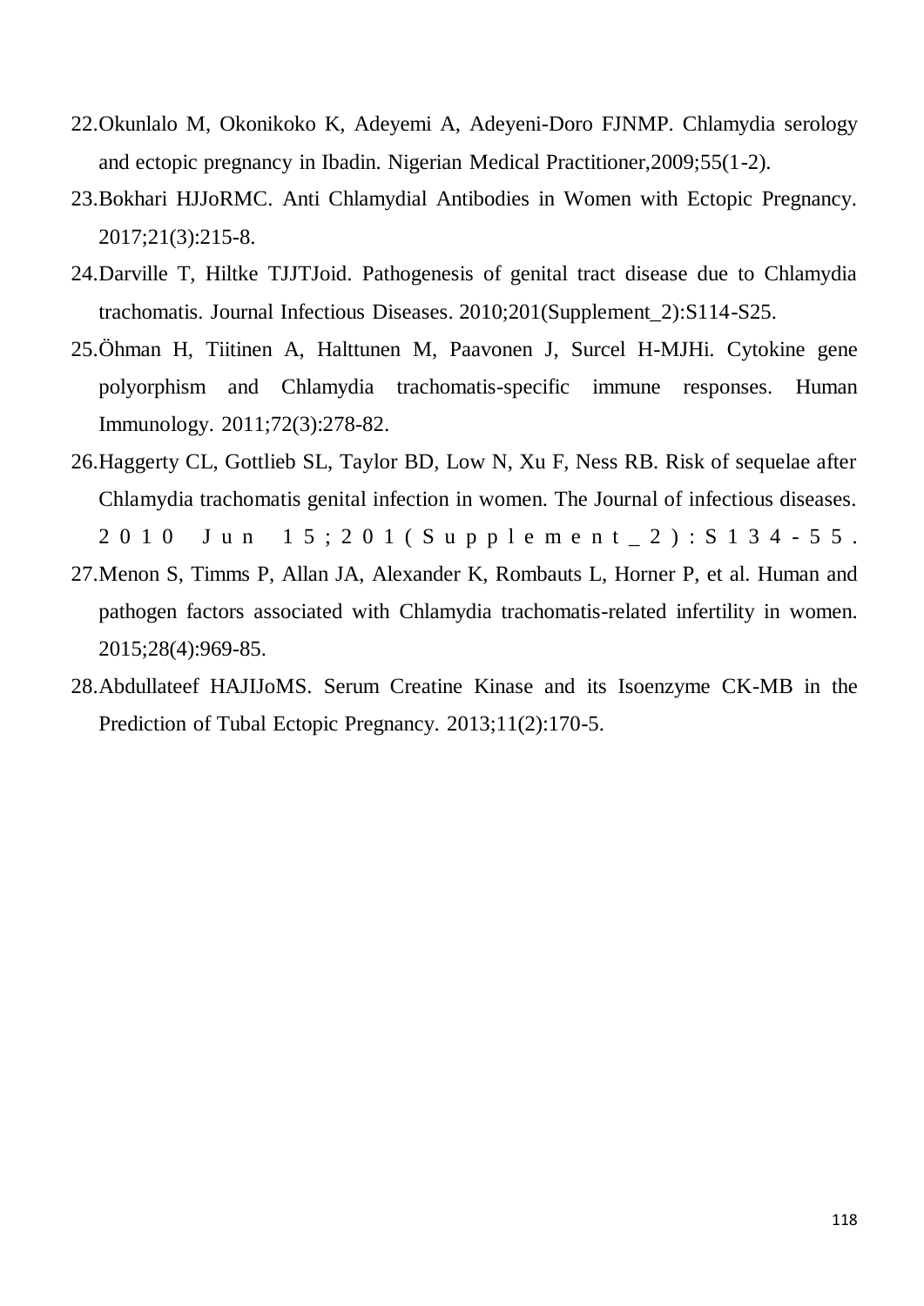22. Okunlalo M, Okonikoko K, Adeyemi A, Adeyeni-Doro FJNMP. Chlamydia serology and ectopic pregnancy in Ibadin. Nigerian Medical Practitioner,2009;55(1-2).
23. Bokhari HJJoRMC. Anti Chlamydial Antibodies in Women with Ectopic Pregnancy. 2017;21(3):215-8.
24. Darville T, Hiltke TJJTJoid. Pathogenesis of genital tract disease due to Chlamydia trachomatis. Journal Infectious Diseases. 2010;201(Supplement_2):S114-S25.
25. Öhman H, Tiitinen A, Halttunen M, Paavonen J, Surcel H-MJHi. Cytokine gene polyorphism and Chlamydia trachomatis-specific immune responses. Human Immunology. 2011;72(3):278-82.
26. Haggerty CL, Gottlieb SL, Taylor BD, Low N, Xu F, Ness RB. Risk of sequelae after Chlamydia trachomatis genital infection in women. The Journal of infectious diseases. 2010 Jun 15;201(Supplement_2):S134-55.
27. Menon S, Timms P, Allan JA, Alexander K, Rombauts L, Horner P, et al. Human and pathogen factors associated with Chlamydia trachomatis-related infertility in women. 2015;28(4):969-85.
28. Abdullateef HAJIJoMS. Serum Creatine Kinase and its Isoenzyme CK-MB in the Prediction of Tubal Ectopic Pregnancy. 2013;11(2):170-5.